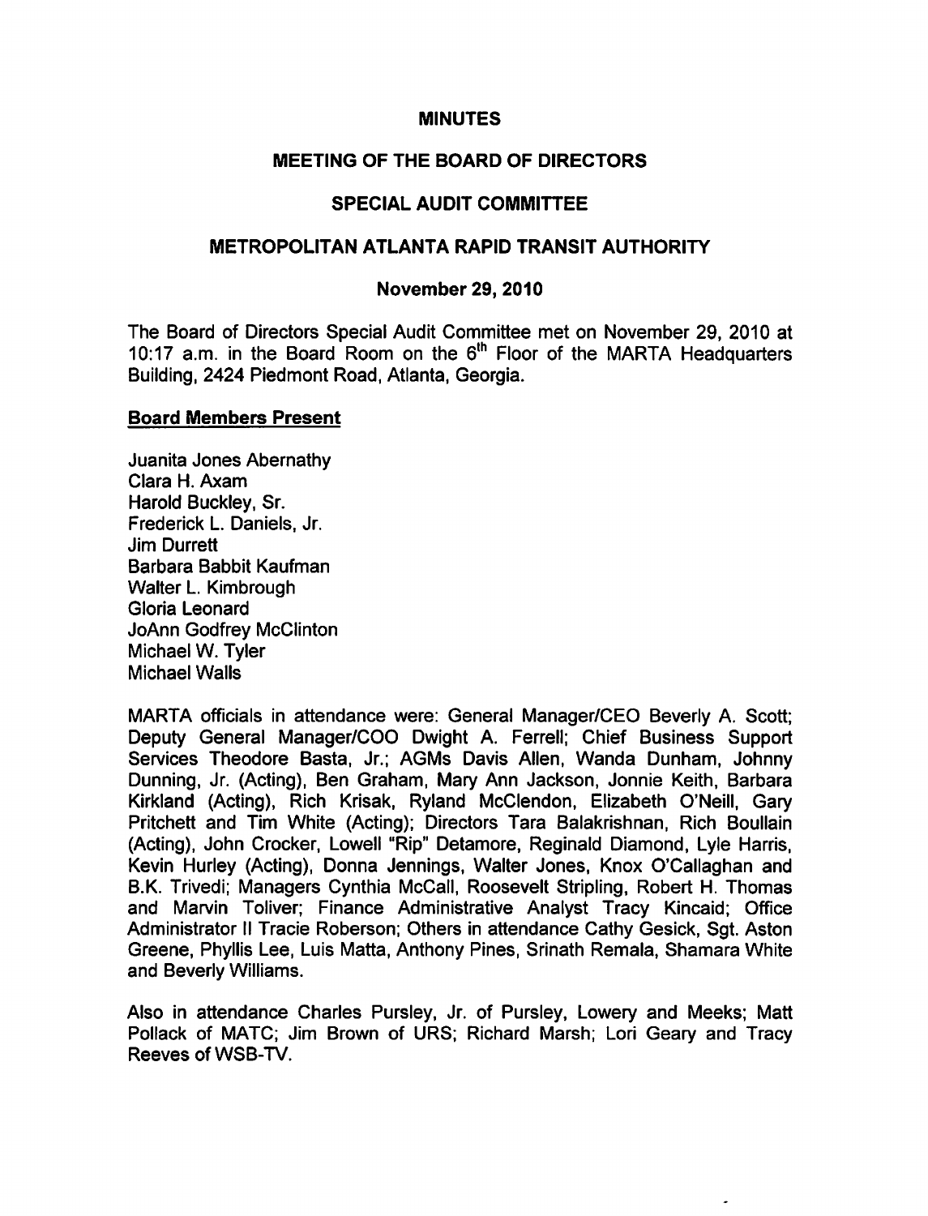# MINUTES

## MEETING OF THE BOARD OF DIRECTORS

## SPECIAL AUDIT COMMITTEE

## METROPOLITAN ATLANTA RAPID TRANSIT AUTHORITY

### November 29, 2010

The Board of Directors Special Audit Committee met on November 29, 2010 at 10:17 a.m. in the Board Room on the 6th Floor of the MARTA Headquarters Building, 2424 Piedmont Road, Atlanta, Georgia.

**Board Members Present**

Juanita Jones Abernathy
Clara H. Axam
Harold Buckley, Sr.
Frederick L. Daniels, Jr.
Jim Durrett
Barbara Babbit Kaufman
Walter L. Kimbrough
Gloria Leonard
JoAnn Godfrey McClinton
Michael W. Tyler
Michael Walls

MARTA officials in attendance were: General Manager/CEO Beverly A. Scott; Deputy General Manager/COO Dwight A. Ferrell; Chief Business Support Services Theodore Basta, Jr.; AGMs Davis Allen, Wanda Dunham, Johnny Dunning, Jr. (Acting), Ben Graham, Mary Ann Jackson, Jonnie Keith, Barbara Kirkland (Acting), Rich Krisak, Ryland McClendon, Elizabeth O'Neill, Gary Pritchett and Tim White (Acting); Directors Tara Balakrishnan, Rich Boullain (Acting), John Crocker, Lowell "Rip" Detamore, Reginald Diamond, Lyle Harris, Kevin Hurley (Acting), Donna Jennings, Walter Jones, Knox O'Callaghan and B.K. Trivedi; Managers Cynthia McCall, Roosevelt Stripling, Robert H. Thomas and Marvin Toliver; Finance Administrative Analyst Tracy Kincaid; Office Administrator II Tracie Roberson; Others in attendance Cathy Gesick, Sgt. Aston Greene, Phyllis Lee, Luis Matta, Anthony Pines, Srinath Remala, Shamara White and Beverly Williams.

Also in attendance Charles Pursley, Jr. of Pursley, Lowery and Meeks; Matt Pollack of MATC; Jim Brown of URS; Richard Marsh; Lori Geary and Tracy Reeves of WSB-TV.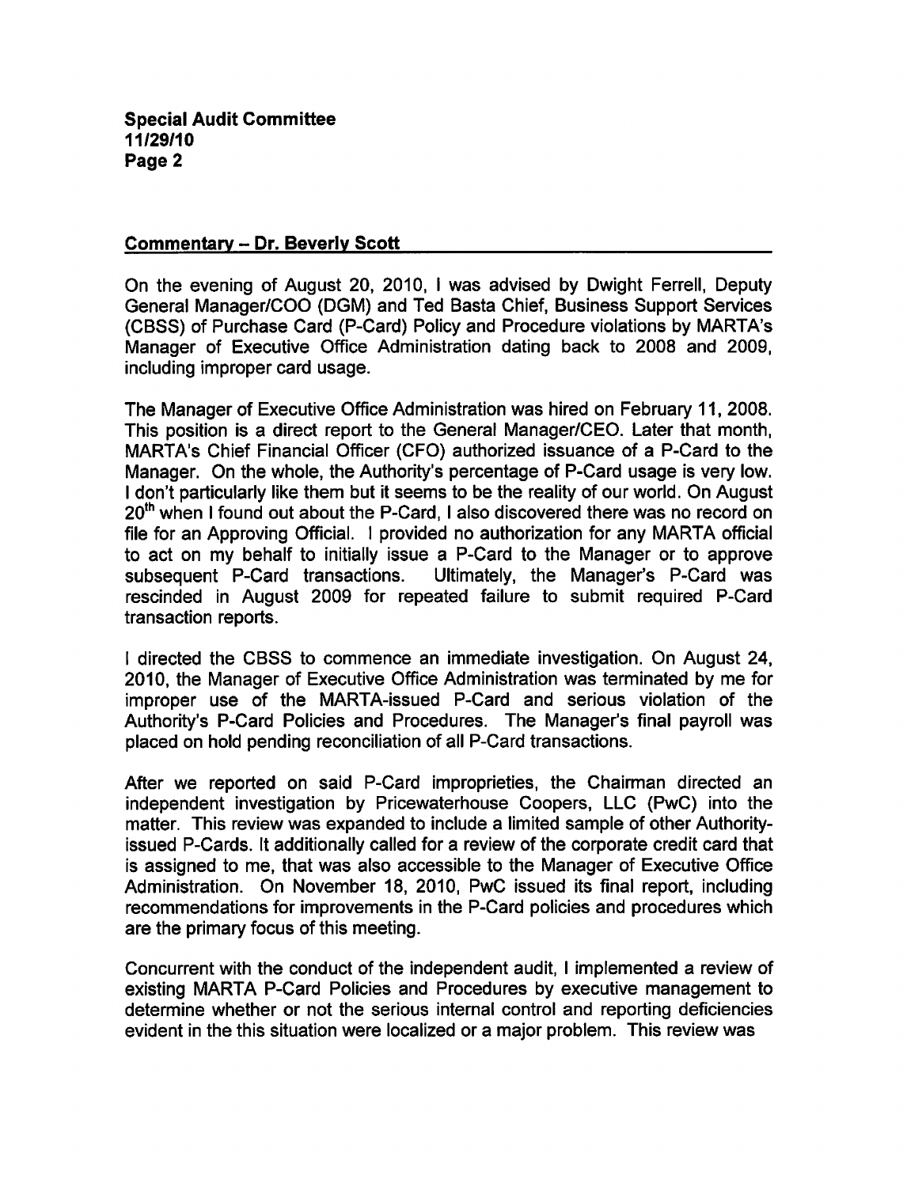**Commentary – Dr. Beverly Scott**

On the evening of August 20, 2010, I was advised by Dwight Ferrell, Deputy General Manager/COO (DGM) and Ted Basta Chief, Business Support Services (CBSS) of Purchase Card (P-Card) Policy and Procedure violations by MARTA's Manager of Executive Office Administration dating back to 2008 and 2009, including improper card usage.

The Manager of Executive Office Administration was hired on February 11, 2008. This position is a direct report to the General Manager/CEO. Later that month, MARTA's Chief Financial Officer (CFO) authorized issuance of a P-Card to the Manager. On the whole, the Authority's percentage of P-Card usage is very low. I don't particularly like them but it seems to be the reality of our world. On August 20th when I found out about the P-Card, I also discovered there was no record on file for an Approving Official. I provided no authorization for any MARTA official to act on my behalf to initially issue a P-Card to the Manager or to approve subsequent P-Card transactions. Ultimately, the Manager's P-Card was rescinded in August 2009 for repeated failure to submit required P-Card transaction reports.

I directed the CBSS to commence an immediate investigation. On August 24, 2010, the Manager of Executive Office Administration was terminated by me for improper use of the MARTA-issued P-Card and serious violation of the Authority's P-Card Policies and Procedures. The Manager's final payroll was placed on hold pending reconciliation of all P-Card transactions.

After we reported on said P-Card improprieties, the Chairman directed an independent investigation by Pricewaterhouse Coopers, LLC (PwC) into the matter. This review was expanded to include a limited sample of other Authority-issued P-Cards. It additionally called for a review of the corporate credit card that is assigned to me, that was also accessible to the Manager of Executive Office Administration. On November 18, 2010, PwC issued its final report, including recommendations for improvements in the P-Card policies and procedures which are the primary focus of this meeting.

Concurrent with the conduct of the independent audit, I implemented a review of existing MARTA P-Card Policies and Procedures by executive management to determine whether or not the serious internal control and reporting deficiencies evident in the this situation were localized or a major problem. This review was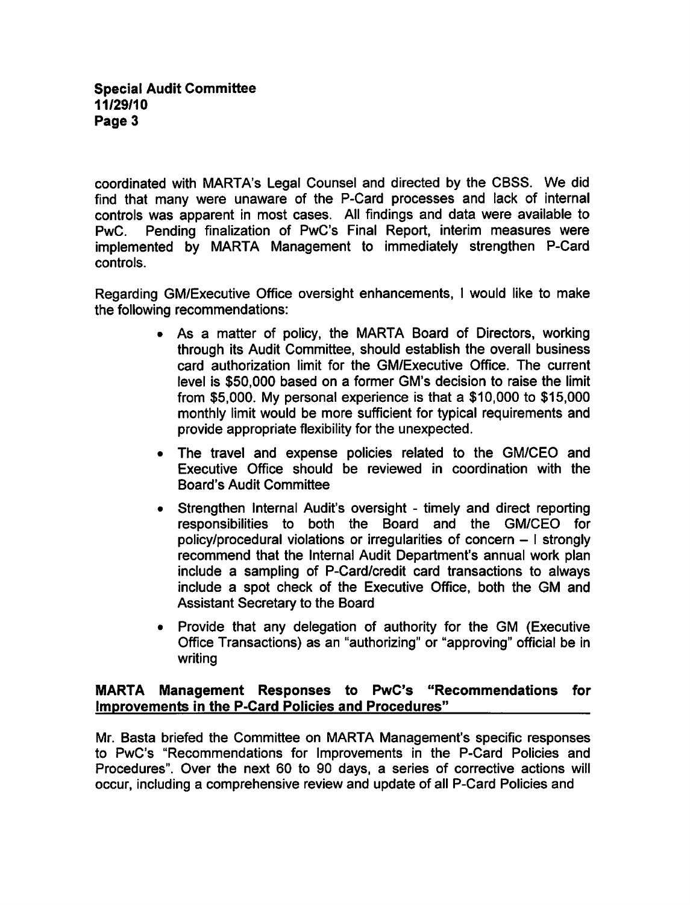coordinated with MARTA's Legal Counsel and directed by the CBSS. We did find that many were unaware of the P-Card processes and lack of internal controls was apparent in most cases. All findings and data were available to PwC. Pending finalization of PwC's Final Report, interim measures were implemented by MARTA Management to immediately strengthen P-Card controls.

Regarding GM/Executive Office oversight enhancements, I would like to make the following recommendations:

- As a matter of policy, the MARTA Board of Directors, working through its Audit Committee, should establish the overall business card authorization limit for the GM/Executive Office. The current level is $50,000 based on a former GM's decision to raise the limit from $5,000. My personal experience is that a $10,000 to $15,000 monthly limit would be more sufficient for typical requirements and provide appropriate flexibility for the unexpected.
- The travel and expense policies related to the GM/CEO and Executive Office should be reviewed in coordination with the Board's Audit Committee
- Strengthen Internal Audit's oversight - timely and direct reporting responsibilities to both the Board and the GM/CEO for policy/procedural violations or irregularities of concern – I strongly recommend that the Internal Audit Department's annual work plan include a sampling of P-Card/credit card transactions to always include a spot check of the Executive Office, both the GM and Assistant Secretary to the Board
- Provide that any delegation of authority for the GM (Executive Office Transactions) as an "authorizing" or "approving" official be in writing

## MARTA Management Responses to PwC's "Recommendations for Improvements in the P-Card Policies and Procedures"

Mr. Basta briefed the Committee on MARTA Management's specific responses to PwC's "Recommendations for Improvements in the P-Card Policies and Procedures". Over the next 60 to 90 days, a series of corrective actions will occur, including a comprehensive review and update of all P-Card Policies and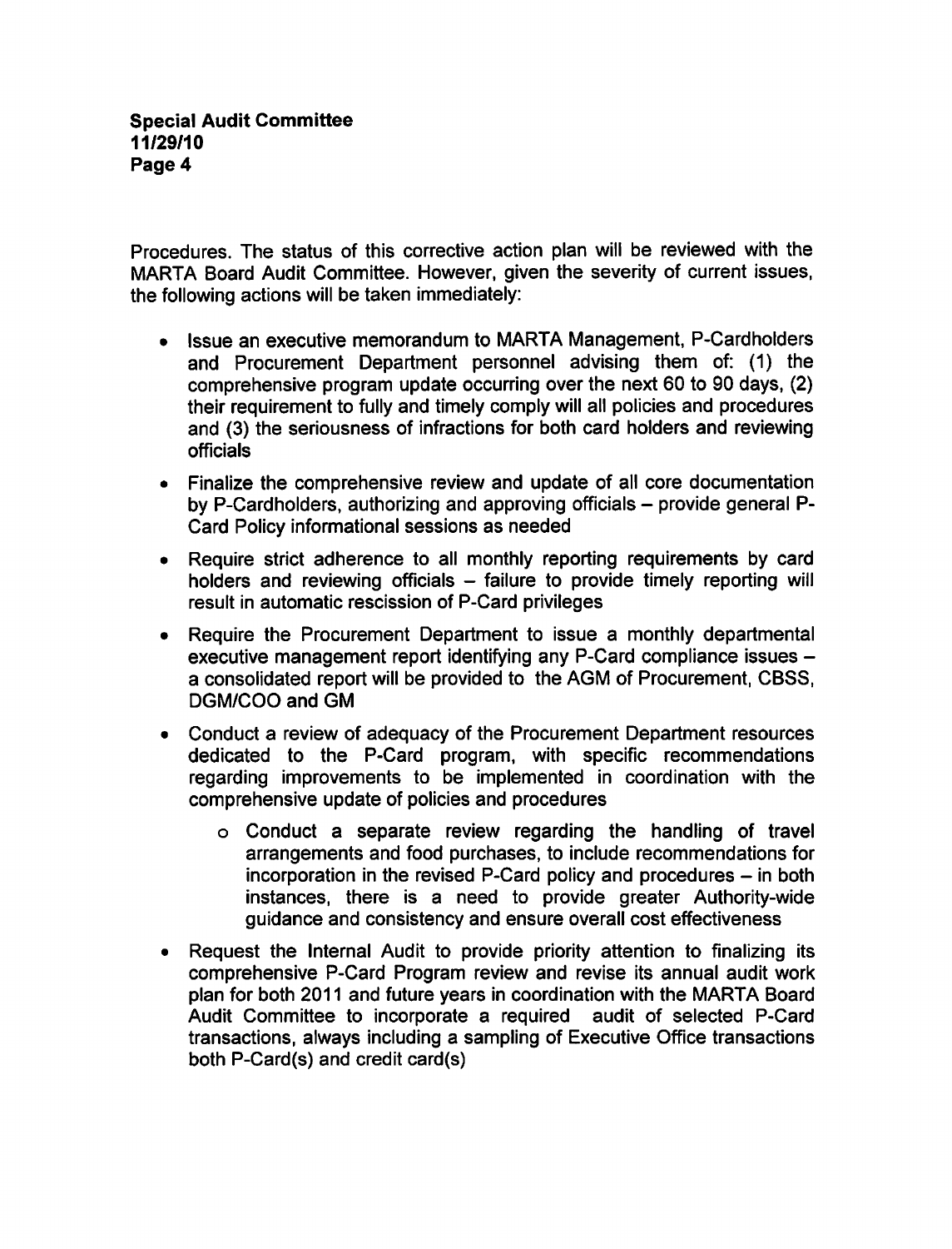Procedures. The status of this corrective action plan will be reviewed with the MARTA Board Audit Committee. However, given the severity of current issues, the following actions will be taken immediately:

- Issue an executive memorandum to MARTA Management, P-Cardholders and Procurement Department personnel advising them of: (1) the comprehensive program update occurring over the next 60 to 90 days, (2) their requirement to fully and timely comply will all policies and procedures and (3) the seriousness of infractions for both card holders and reviewing officials
- Finalize the comprehensive review and update of all core documentation by P-Cardholders, authorizing and approving officials – provide general P-Card Policy informational sessions as needed
- Require strict adherence to all monthly reporting requirements by card holders and reviewing officials – failure to provide timely reporting will result in automatic rescission of P-Card privileges
- Require the Procurement Department to issue a monthly departmental executive management report identifying any P-Card compliance issues – a consolidated report will be provided to the AGM of Procurement, CBSS, DGM/COO and GM
- Conduct a review of adequacy of the Procurement Department resources dedicated to the P-Card program, with specific recommendations regarding improvements to be implemented in coordination with the comprehensive update of policies and procedures
    - Conduct a separate review regarding the handling of travel arrangements and food purchases, to include recommendations for incorporation in the revised P-Card policy and procedures – in both instances, there is a need to provide greater Authority-wide guidance and consistency and ensure overall cost effectiveness
- Request the Internal Audit to provide priority attention to finalizing its comprehensive P-Card Program review and revise its annual audit work plan for both 2011 and future years in coordination with the MARTA Board Audit Committee to incorporate a required audit of selected P-Card transactions, always including a sampling of Executive Office transactions both P-Card(s) and credit card(s)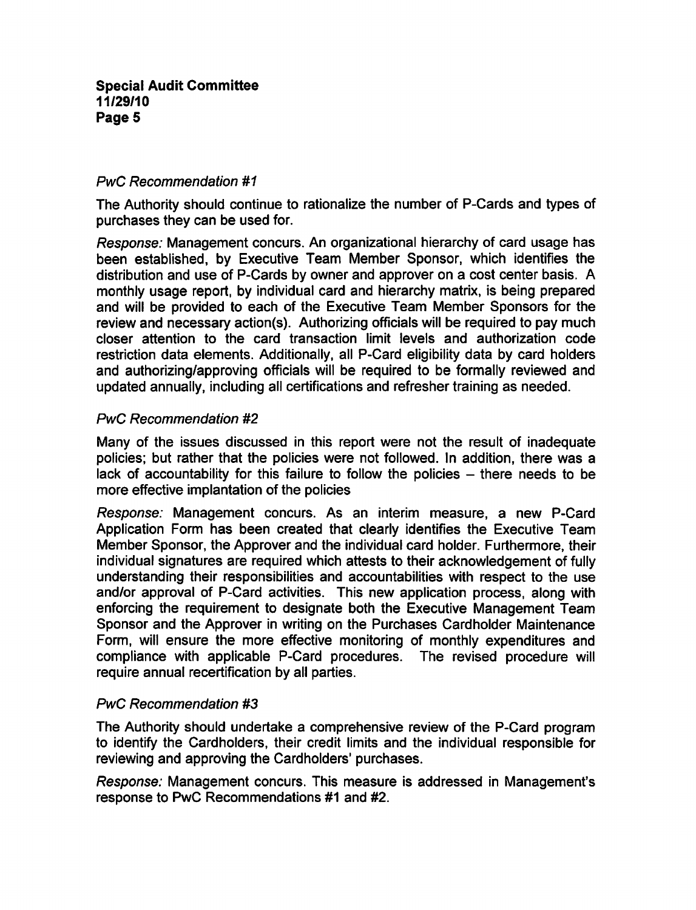*PwC Recommendation #1*

The Authority should continue to rationalize the number of P-Cards and types of purchases they can be used for.

*Response:* Management concurs. An organizational hierarchy of card usage has been established, by Executive Team Member Sponsor, which identifies the distribution and use of P-Cards by owner and approver on a cost center basis. A monthly usage report, by individual card and hierarchy matrix, is being prepared and will be provided to each of the Executive Team Member Sponsors for the review and necessary action(s). Authorizing officials will be required to pay much closer attention to the card transaction limit levels and authorization code restriction data elements. Additionally, all P-Card eligibility data by card holders and authorizing/approving officials will be required to be formally reviewed and updated annually, including all certifications and refresher training as needed.

*PwC Recommendation #2*

Many of the issues discussed in this report were not the result of inadequate policies; but rather that the policies were not followed. In addition, there was a lack of accountability for this failure to follow the policies – there needs to be more effective implantation of the policies

*Response:* Management concurs. As an interim measure, a new P-Card Application Form has been created that clearly identifies the Executive Team Member Sponsor, the Approver and the individual card holder. Furthermore, their individual signatures are required which attests to their acknowledgement of fully understanding their responsibilities and accountabilities with respect to the use and/or approval of P-Card activities. This new application process, along with enforcing the requirement to designate both the Executive Management Team Sponsor and the Approver in writing on the Purchases Cardholder Maintenance Form, will ensure the more effective monitoring of monthly expenditures and compliance with applicable P-Card procedures. The revised procedure will require annual recertification by all parties.

*PwC Recommendation #3*

The Authority should undertake a comprehensive review of the P-Card program to identify the Cardholders, their credit limits and the individual responsible for reviewing and approving the Cardholders' purchases.

*Response:* Management concurs. This measure is addressed in Management's response to PwC Recommendations #1 and #2.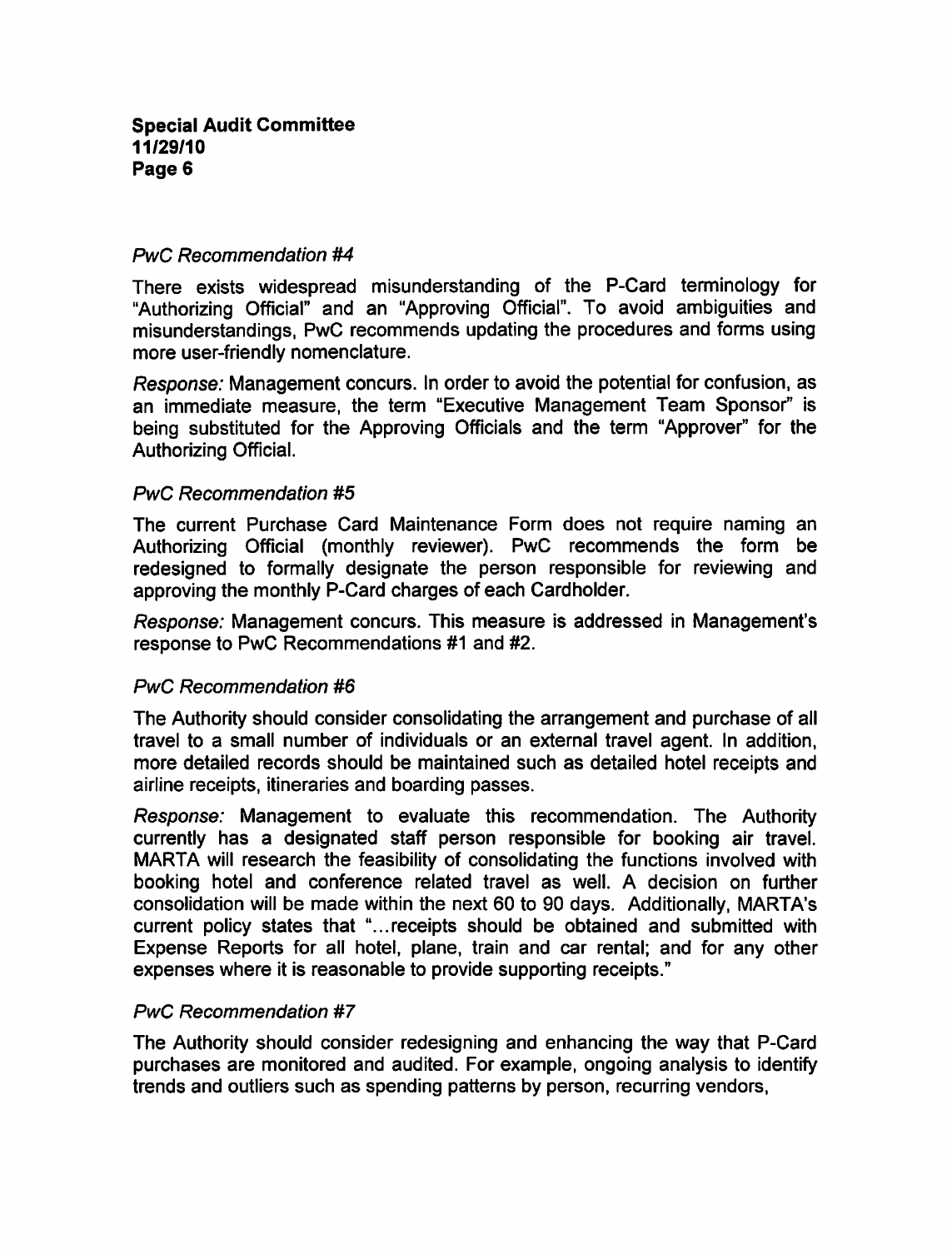### *PwC Recommendation #4*

There exists widespread misunderstanding of the P-Card terminology for "Authorizing Official" and an "Approving Official". To avoid ambiguities and misunderstandings, PwC recommends updating the procedures and forms using more user-friendly nomenclature.

*Response:* Management concurs. In order to avoid the potential for confusion, as an immediate measure, the term "Executive Management Team Sponsor" is being substituted for the Approving Officials and the term "Approver" for the Authorizing Official.

### *PwC Recommendation #5*

The current Purchase Card Maintenance Form does not require naming an Authorizing Official (monthly reviewer). PwC recommends the form be redesigned to formally designate the person responsible for reviewing and approving the monthly P-Card charges of each Cardholder.

*Response:* Management concurs. This measure is addressed in Management's response to PwC Recommendations #1 and #2.

### *PwC Recommendation #6*

The Authority should consider consolidating the arrangement and purchase of all travel to a small number of individuals or an external travel agent. In addition, more detailed records should be maintained such as detailed hotel receipts and airline receipts, itineraries and boarding passes.

*Response:* Management to evaluate this recommendation. The Authority currently has a designated staff person responsible for booking air travel. MARTA will research the feasibility of consolidating the functions involved with booking hotel and conference related travel as well. A decision on further consolidation will be made within the next 60 to 90 days. Additionally, MARTA's current policy states that "...receipts should be obtained and submitted with Expense Reports for all hotel, plane, train and car rental; and for any other expenses where it is reasonable to provide supporting receipts."

### *PwC Recommendation #7*

The Authority should consider redesigning and enhancing the way that P-Card purchases are monitored and audited. For example, ongoing analysis to identify trends and outliers such as spending patterns by person, recurring vendors,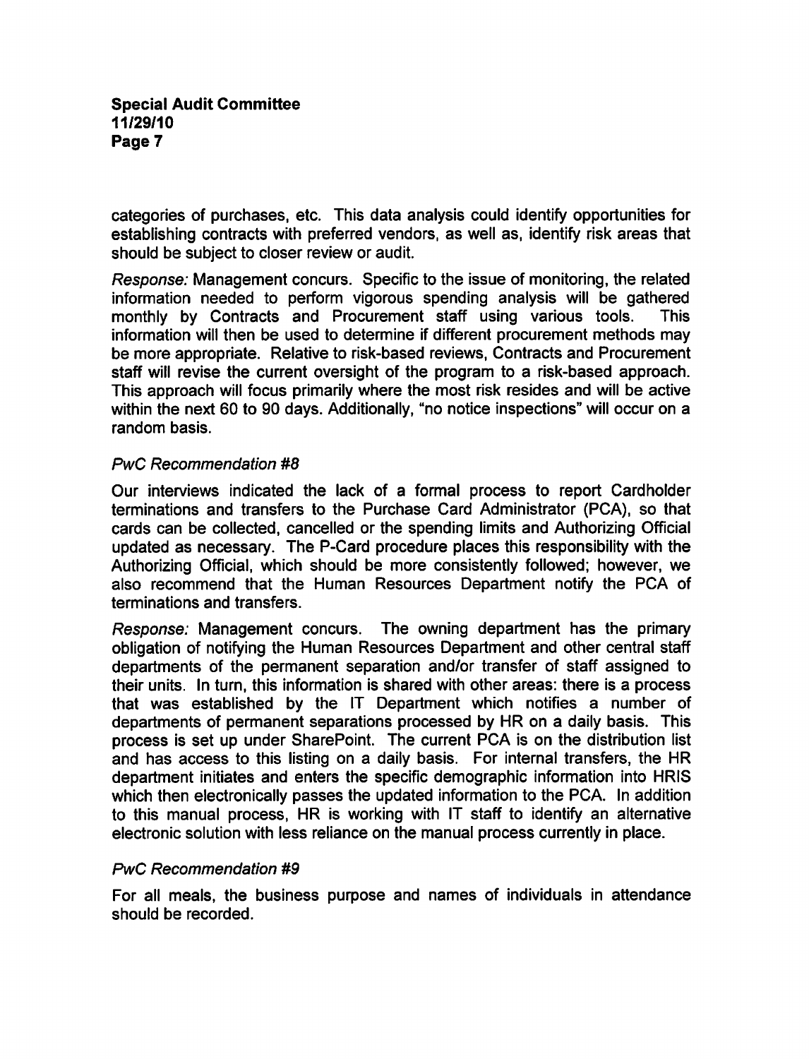categories of purchases, etc. This data analysis could identify opportunities for establishing contracts with preferred vendors, as well as, identify risk areas that should be subject to closer review or audit.

*Response:* Management concurs. Specific to the issue of monitoring, the related information needed to perform vigorous spending analysis will be gathered monthly by Contracts and Procurement staff using various tools. This information will then be used to determine if different procurement methods may be more appropriate. Relative to risk-based reviews, Contracts and Procurement staff will revise the current oversight of the program to a risk-based approach. This approach will focus primarily where the most risk resides and will be active within the next 60 to 90 days. Additionally, "no notice inspections" will occur on a random basis.

### *PwC Recommendation #8*

Our interviews indicated the lack of a formal process to report Cardholder terminations and transfers to the Purchase Card Administrator (PCA), so that cards can be collected, cancelled or the spending limits and Authorizing Official updated as necessary. The P-Card procedure places this responsibility with the Authorizing Official, which should be more consistently followed; however, we also recommend that the Human Resources Department notify the PCA of terminations and transfers.

*Response:* Management concurs. The owning department has the primary obligation of notifying the Human Resources Department and other central staff departments of the permanent separation and/or transfer of staff assigned to their units. In turn, this information is shared with other areas: there is a process that was established by the IT Department which notifies a number of departments of permanent separations processed by HR on a daily basis. This process is set up under SharePoint. The current PCA is on the distribution list and has access to this listing on a daily basis. For internal transfers, the HR department initiates and enters the specific demographic information into HRIS which then electronically passes the updated information to the PCA. In addition to this manual process, HR is working with IT staff to identify an alternative electronic solution with less reliance on the manual process currently in place.

### *PwC Recommendation #9*

For all meals, the business purpose and names of individuals in attendance should be recorded.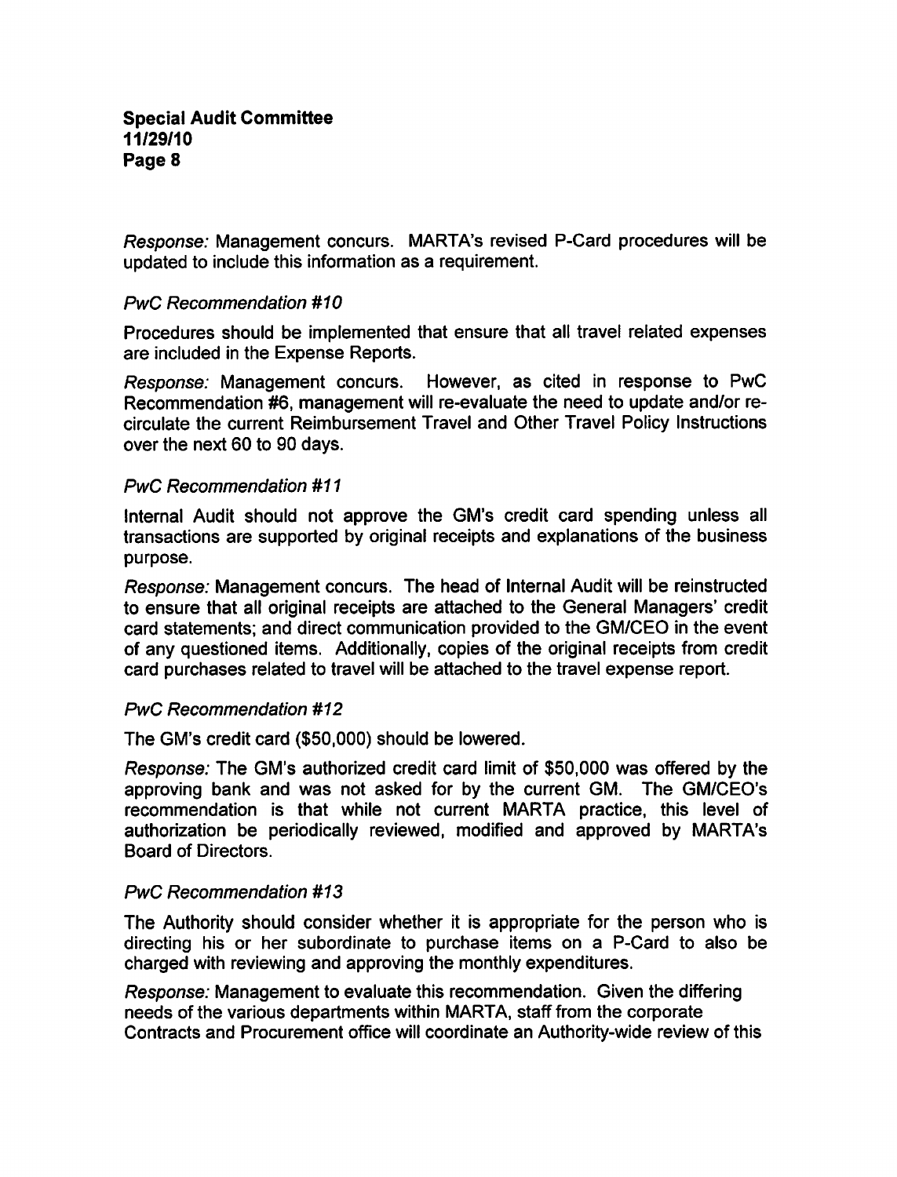*Response:* Management concurs. MARTA's revised P-Card procedures will be updated to include this information as a requirement.

### *PwC Recommendation #10*

Procedures should be implemented that ensure that all travel related expenses are included in the Expense Reports.

*Response:* Management concurs. However, as cited in response to PwC Recommendation #6, management will re-evaluate the need to update and/or re-circulate the current Reimbursement Travel and Other Travel Policy Instructions over the next 60 to 90 days.

### *PwC Recommendation #11*

Internal Audit should not approve the GM's credit card spending unless all transactions are supported by original receipts and explanations of the business purpose.

*Response:* Management concurs. The head of Internal Audit will be reinstructed to ensure that all original receipts are attached to the General Managers' credit card statements; and direct communication provided to the GM/CEO in the event of any questioned items. Additionally, copies of the original receipts from credit card purchases related to travel will be attached to the travel expense report.

### *PwC Recommendation #12*

The GM's credit card ($50,000) should be lowered.

*Response:* The GM's authorized credit card limit of $50,000 was offered by the approving bank and was not asked for by the current GM. The GM/CEO's recommendation is that while not current MARTA practice, this level of authorization be periodically reviewed, modified and approved by MARTA's Board of Directors.

### *PwC Recommendation #13*

The Authority should consider whether it is appropriate for the person who is directing his or her subordinate to purchase items on a P-Card to also be charged with reviewing and approving the monthly expenditures.

*Response:* Management to evaluate this recommendation. Given the differing needs of the various departments within MARTA, staff from the corporate Contracts and Procurement office will coordinate an Authority-wide review of this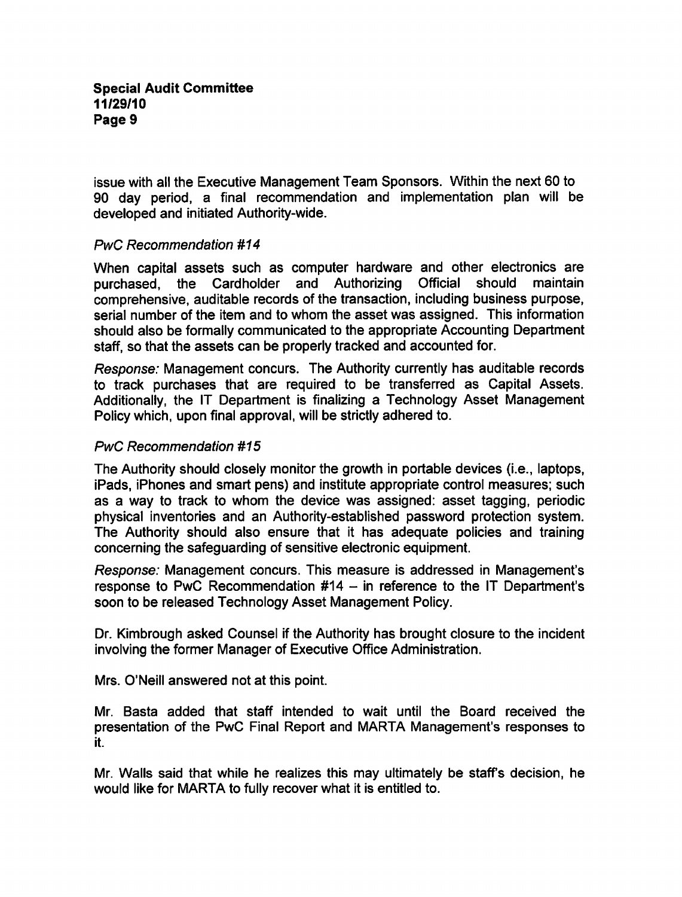issue with all the Executive Management Team Sponsors. Within the next 60 to 90 day period, a final recommendation and implementation plan will be developed and initiated Authority-wide.

*PwC Recommendation #14*

When capital assets such as computer hardware and other electronics are purchased, the Cardholder and Authorizing Official should maintain comprehensive, auditable records of the transaction, including business purpose, serial number of the item and to whom the asset was assigned. This information should also be formally communicated to the appropriate Accounting Department staff, so that the assets can be properly tracked and accounted for.

*Response:* Management concurs. The Authority currently has auditable records to track purchases that are required to be transferred as Capital Assets. Additionally, the IT Department is finalizing a Technology Asset Management Policy which, upon final approval, will be strictly adhered to.

*PwC Recommendation #15*

The Authority should closely monitor the growth in portable devices (i.e., laptops, iPads, iPhones and smart pens) and institute appropriate control measures; such as a way to track to whom the device was assigned: asset tagging, periodic physical inventories and an Authority-established password protection system. The Authority should also ensure that it has adequate policies and training concerning the safeguarding of sensitive electronic equipment.

*Response:* Management concurs. This measure is addressed in Management's response to PwC Recommendation #14 – in reference to the IT Department's soon to be released Technology Asset Management Policy.

Dr. Kimbrough asked Counsel if the Authority has brought closure to the incident involving the former Manager of Executive Office Administration.

Mrs. O'Neill answered not at this point.

Mr. Basta added that staff intended to wait until the Board received the presentation of the PwC Final Report and MARTA Management's responses to it.

Mr. Walls said that while he realizes this may ultimately be staff's decision, he would like for MARTA to fully recover what it is entitled to.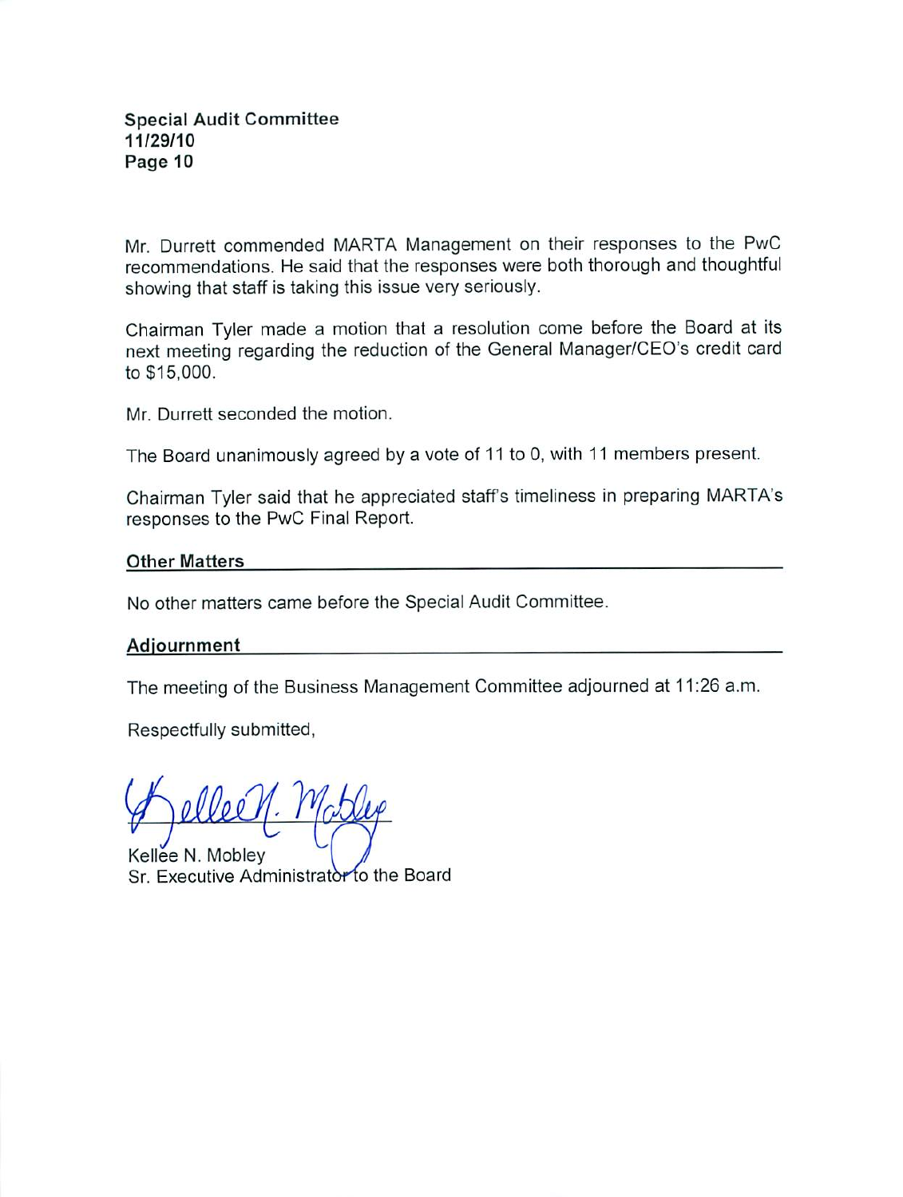Mr. Durrett commended MARTA Management on their responses to the PwC recommendations. He said that the responses were both thorough and thoughtful showing that staff is taking this issue very seriously.

Chairman Tyler made a motion that a resolution come before the Board at its next meeting regarding the reduction of the General Manager/CEO's credit card to $15,000.

Mr. Durrett seconded the motion.

The Board unanimously agreed by a vote of 11 to 0, with 11 members present.

Chairman Tyler said that he appreciated staff's timeliness in preparing MARTA's responses to the PwC Final Report.

## Other Matters

No other matters came before the Special Audit Committee.

## Adjournment

The meeting of the Business Management Committee adjourned at 11:26 a.m.

Respectfully submitted,

Kellee N. Mobley
Sr. Executive Administrator to the Board